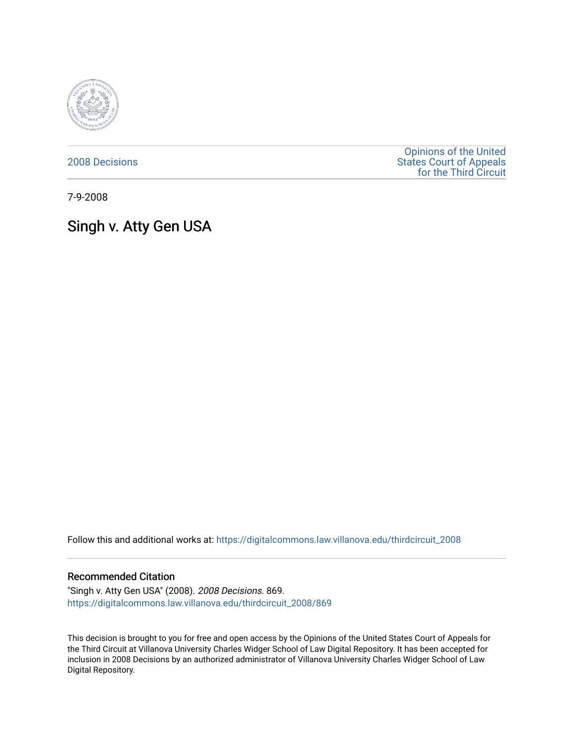2008 Decisions

Opinions of the United States Court of Appeals for the Third Circuit

7-9-2008

# Singh v. Atty Gen USA

Follow this and additional works at: https://digitalcommons.law.villanova.edu/thirdcircuit_2008

## Recommended Citation

"Singh v. Atty Gen USA" (2008). *2008 Decisions*. 869.
https://digitalcommons.law.villanova.edu/thirdcircuit_2008/869

This decision is brought to you for free and open access by the Opinions of the United States Court of Appeals for the Third Circuit at Villanova University Charles Widger School of Law Digital Repository. It has been accepted for inclusion in 2008 Decisions by an authorized administrator of Villanova University Charles Widger School of Law Digital Repository.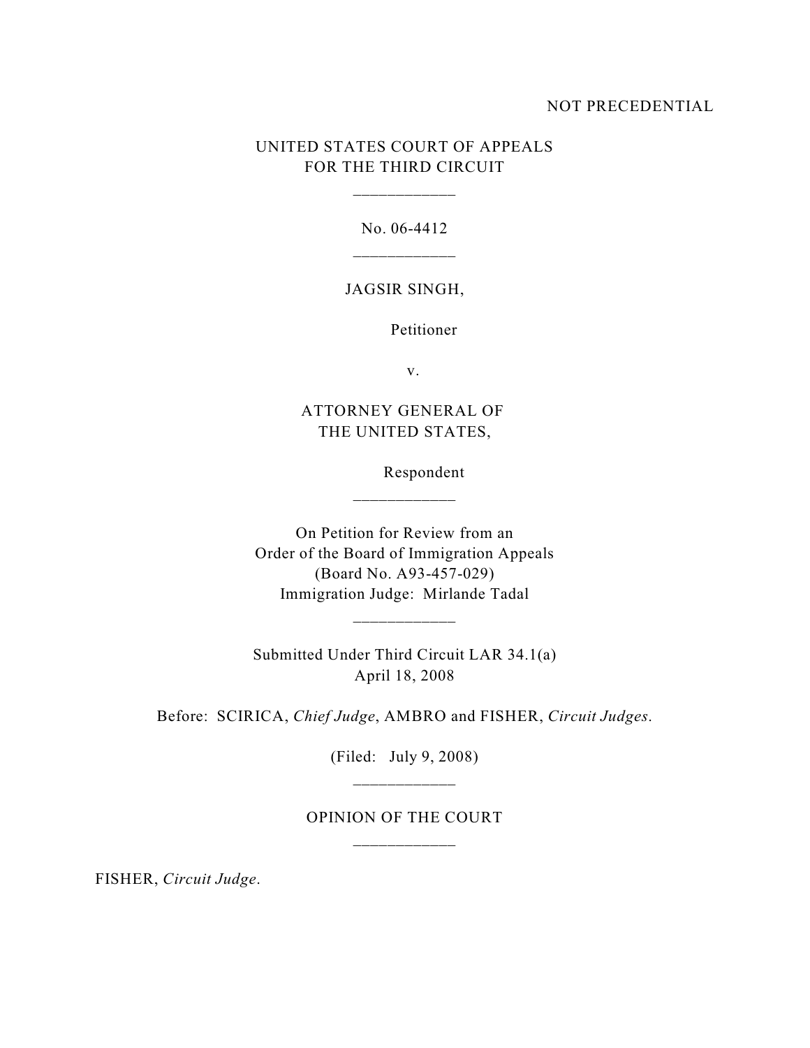NOT PRECEDENTIAL

UNITED STATES COURT OF APPEALS
FOR THE THIRD CIRCUIT

---

No. 06-4412

---

JAGSIR SINGH,

Petitioner

v.

ATTORNEY GENERAL OF
THE UNITED STATES,

Respondent

---

On Petition for Review from an
Order of the Board of Immigration Appeals
(Board No. A93-457-029)
Immigration Judge: Mirlande Tadal

---

Submitted Under Third Circuit LAR 34.1(a)
April 18, 2008

Before: SCIRICA, *Chief Judge*, AMBRO and FISHER, *Circuit Judges*.

(Filed: July 9, 2008)

---

OPINION OF THE COURT

---

FISHER, *Circuit Judge*.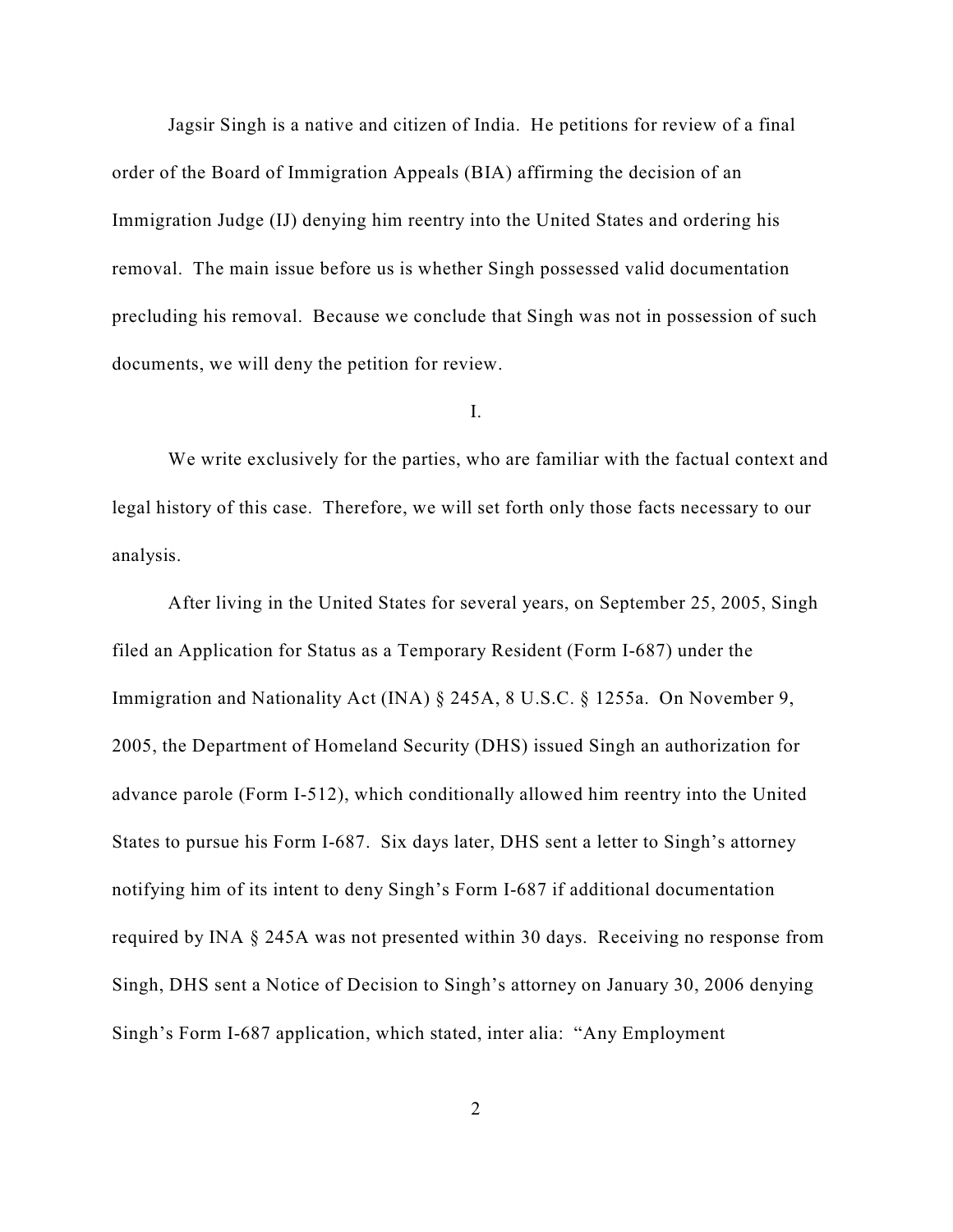Jagsir Singh is a native and citizen of India. He petitions for review of a final order of the Board of Immigration Appeals (BIA) affirming the decision of an Immigration Judge (IJ) denying him reentry into the United States and ordering his removal. The main issue before us is whether Singh possessed valid documentation precluding his removal. Because we conclude that Singh was not in possession of such documents, we will deny the petition for review.

I.

We write exclusively for the parties, who are familiar with the factual context and legal history of this case. Therefore, we will set forth only those facts necessary to our analysis.

After living in the United States for several years, on September 25, 2005, Singh filed an Application for Status as a Temporary Resident (Form I-687) under the Immigration and Nationality Act (INA) § 245A, 8 U.S.C. § 1255a. On November 9, 2005, the Department of Homeland Security (DHS) issued Singh an authorization for advance parole (Form I-512), which conditionally allowed him reentry into the United States to pursue his Form I-687. Six days later, DHS sent a letter to Singh's attorney notifying him of its intent to deny Singh's Form I-687 if additional documentation required by INA § 245A was not presented within 30 days. Receiving no response from Singh, DHS sent a Notice of Decision to Singh's attorney on January 30, 2006 denying Singh's Form I-687 application, which stated, inter alia: "Any Employment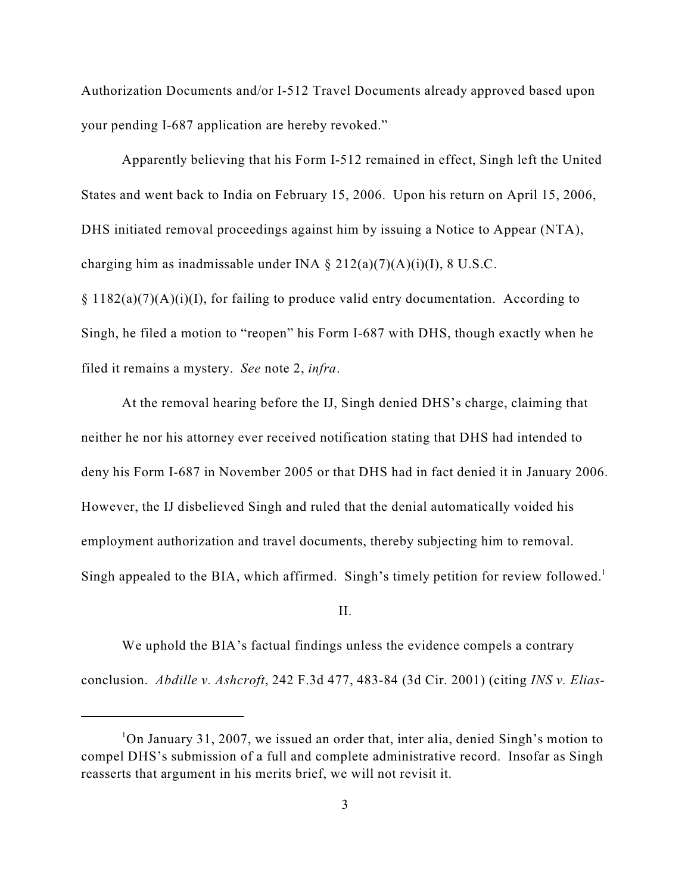Authorization Documents and/or I-512 Travel Documents already approved based upon your pending I-687 application are hereby revoked."

Apparently believing that his Form I-512 remained in effect, Singh left the United States and went back to India on February 15, 2006. Upon his return on April 15, 2006, DHS initiated removal proceedings against him by issuing a Notice to Appear (NTA), charging him as inadmissable under INA § 212(a)(7)(A)(i)(I), 8 U.S.C. § 1182(a)(7)(A)(i)(I), for failing to produce valid entry documentation. According to Singh, he filed a motion to "reopen" his Form I-687 with DHS, though exactly when he filed it remains a mystery. *See* note 2, *infra*.

At the removal hearing before the IJ, Singh denied DHS's charge, claiming that neither he nor his attorney ever received notification stating that DHS had intended to deny his Form I-687 in November 2005 or that DHS had in fact denied it in January 2006. However, the IJ disbelieved Singh and ruled that the denial automatically voided his employment authorization and travel documents, thereby subjecting him to removal. Singh appealed to the BIA, which affirmed. Singh's timely petition for review followed.[1]

## II.

We uphold the BIA's factual findings unless the evidence compels a contrary conclusion. *Abdille v. Ashcroft*, 242 F.3d 477, 483-84 (3d Cir. 2001) (citing *INS v. Elias-*

[1] On January 31, 2007, we issued an order that, inter alia, denied Singh's motion to compel DHS's submission of a full and complete administrative record. Insofar as Singh reasserts that argument in his merits brief, we will not revisit it.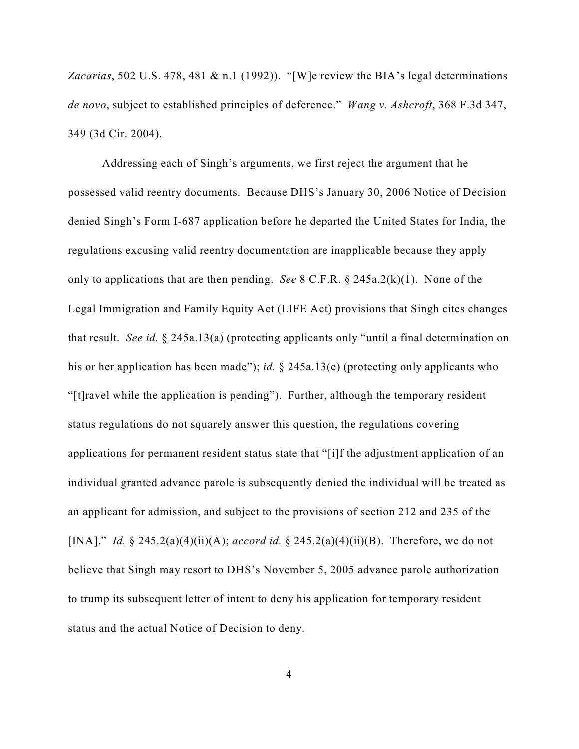*Zacarias*, 502 U.S. 478, 481 & n.1 (1992)). "[W]e review the BIA's legal determinations *de novo*, subject to established principles of deference." *Wang v. Ashcroft*, 368 F.3d 347, 349 (3d Cir. 2004).

Addressing each of Singh's arguments, we first reject the argument that he possessed valid reentry documents. Because DHS's January 30, 2006 Notice of Decision denied Singh's Form I-687 application before he departed the United States for India, the regulations excusing valid reentry documentation are inapplicable because they apply only to applications that are then pending. *See* 8 C.F.R. § 245a.2(k)(1). None of the Legal Immigration and Family Equity Act (LIFE Act) provisions that Singh cites changes that result. *See id.* § 245a.13(a) (protecting applicants only "until a final determination on his or her application has been made"); *id.* § 245a.13(e) (protecting only applicants who "[t]ravel while the application is pending"). Further, although the temporary resident status regulations do not squarely answer this question, the regulations covering applications for permanent resident status state that "[i]f the adjustment application of an individual granted advance parole is subsequently denied the individual will be treated as an applicant for admission, and subject to the provisions of section 212 and 235 of the [INA]." *Id.* § 245.2(a)(4)(ii)(A); *accord id.* § 245.2(a)(4)(ii)(B). Therefore, we do not believe that Singh may resort to DHS's November 5, 2005 advance parole authorization to trump its subsequent letter of intent to deny his application for temporary resident status and the actual Notice of Decision to deny.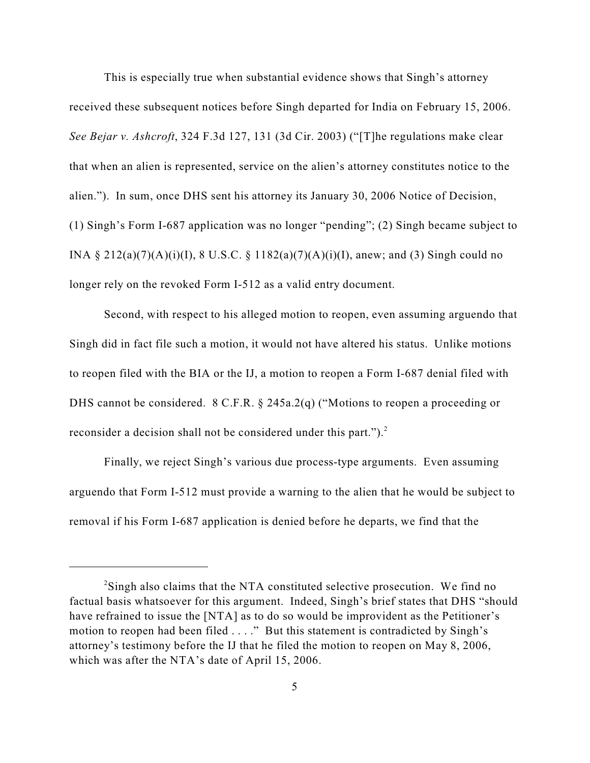This is especially true when substantial evidence shows that Singh's attorney received these subsequent notices before Singh departed for India on February 15, 2006. *See Bejar v. Ashcroft*, 324 F.3d 127, 131 (3d Cir. 2003) ("[T]he regulations make clear that when an alien is represented, service on the alien's attorney constitutes notice to the alien."). In sum, once DHS sent his attorney its January 30, 2006 Notice of Decision, (1) Singh's Form I-687 application was no longer "pending"; (2) Singh became subject to INA § 212(a)(7)(A)(i)(I), 8 U.S.C. § 1182(a)(7)(A)(i)(I), anew; and (3) Singh could no longer rely on the revoked Form I-512 as a valid entry document.

Second, with respect to his alleged motion to reopen, even assuming arguendo that Singh did in fact file such a motion, it would not have altered his status. Unlike motions to reopen filed with the BIA or the IJ, a motion to reopen a Form I-687 denial filed with DHS cannot be considered. 8 C.F.R. § 245a.2(q) ("Motions to reopen a proceeding or reconsider a decision shall not be considered under this part.").[2]

Finally, we reject Singh's various due process-type arguments. Even assuming arguendo that Form I-512 must provide a warning to the alien that he would be subject to removal if his Form I-687 application is denied before he departs, we find that the

---

[2]Singh also claims that the NTA constituted selective prosecution. We find no factual basis whatsoever for this argument. Indeed, Singh's brief states that DHS "should have refrained to issue the [NTA] as to do so would be improvident as the Petitioner's motion to reopen had been filed . . . ." But this statement is contradicted by Singh's attorney's testimony before the IJ that he filed the motion to reopen on May 8, 2006, which was after the NTA's date of April 15, 2006.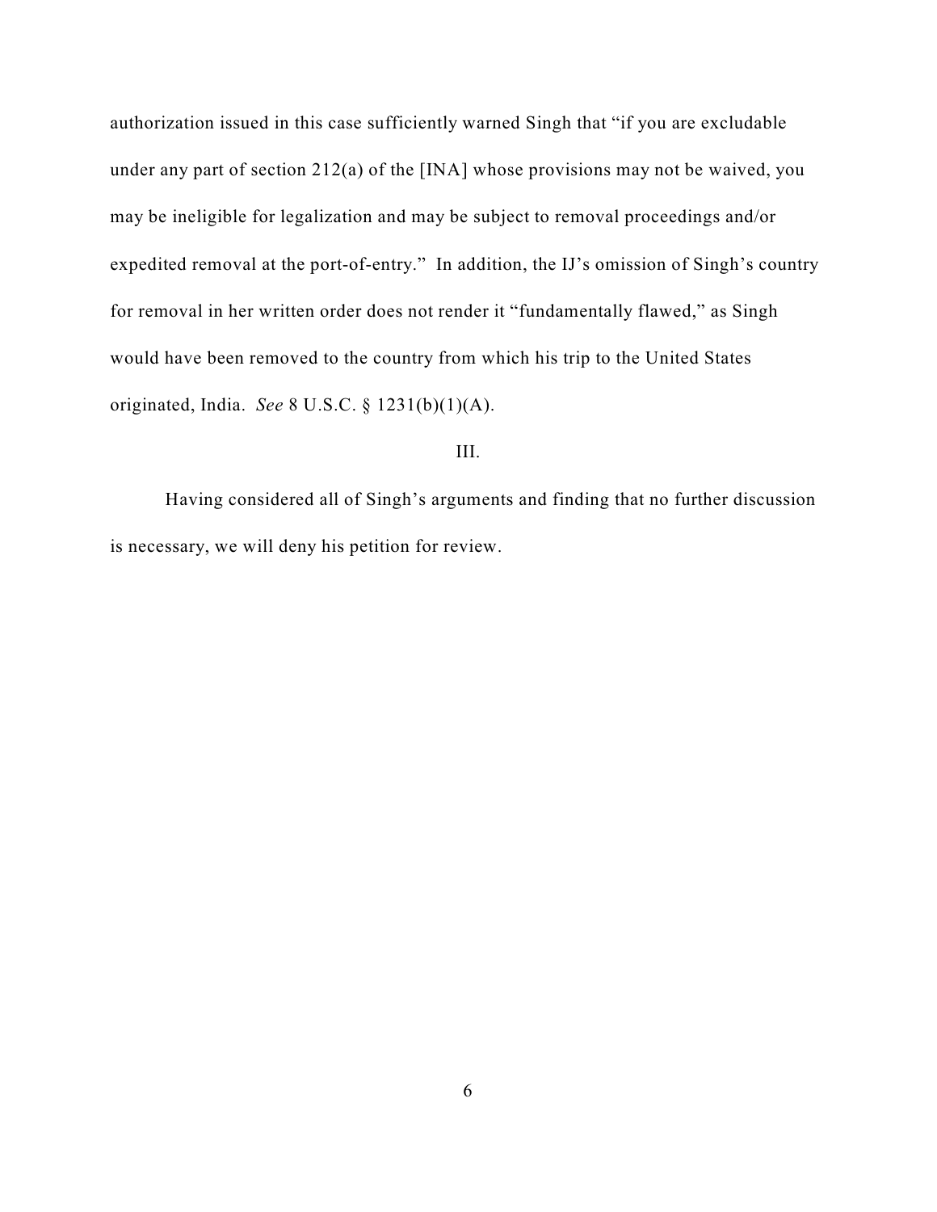authorization issued in this case sufficiently warned Singh that "if you are excludable under any part of section 212(a) of the [INA] whose provisions may not be waived, you may be ineligible for legalization and may be subject to removal proceedings and/or expedited removal at the port-of-entry." In addition, the IJ's omission of Singh's country for removal in her written order does not render it "fundamentally flawed," as Singh would have been removed to the country from which his trip to the United States originated, India. *See* 8 U.S.C. § 1231(b)(1)(A).

III.

Having considered all of Singh's arguments and finding that no further discussion is necessary, we will deny his petition for review.